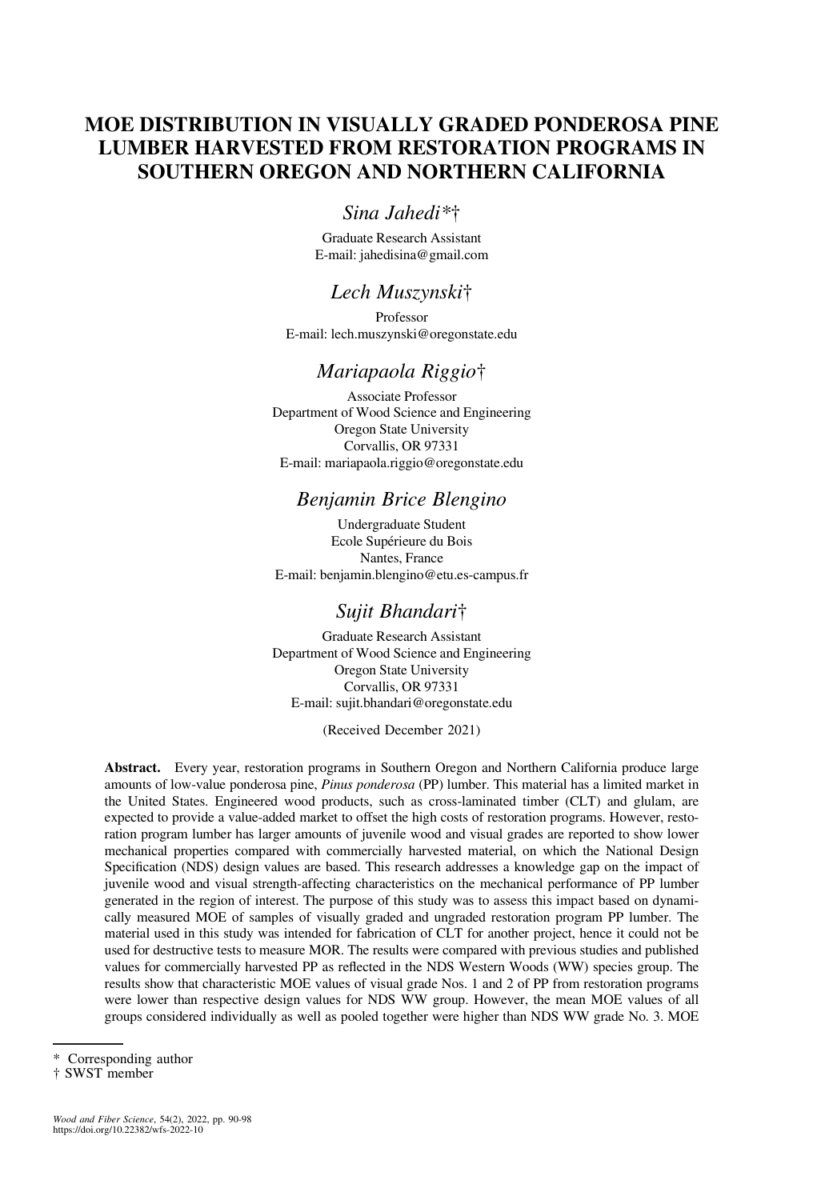# MOE DISTRIBUTION IN VISUALLY GRADED PONDEROSA PINE LUMBER HARVESTED FROM RESTORATION PROGRAMS IN SOUTHERN OREGON AND NORTHERN CALIFORNIA

## *Sina Jahedi*†

Graduate Research Assistant
E-mail: jahedisina@gmail.com

## *Lech Muszynski*†

Professor
E-mail: lech.muszynski@oregonstate.edu

## *Mariapaola Riggio*†

Associate Professor
Department of Wood Science and Engineering
Oregon State University
Corvallis, OR 97331
E-mail: mariapaola.riggio@oregonstate.edu

## *Benjamin Brice Blengino*

Undergraduate Student
Ecole Supérieure du Bois
Nantes, France
E-mail: benjamin.blengino@etu.es-campus.fr

## *Sujit Bhandari*†

Graduate Research Assistant
Department of Wood Science and Engineering
Oregon State University
Corvallis, OR 97331
E-mail: sujit.bhandari@oregonstate.edu

(Received December 2021)

**Abstract.** Every year, restoration programs in Southern Oregon and Northern California produce large amounts of low-value ponderosa pine, *Pinus ponderosa* (PP) lumber. This material has a limited market in the United States. Engineered wood products, such as cross-laminated timber (CLT) and glulam, are expected to provide a value-added market to offset the high costs of restoration programs. However, restoration program lumber has larger amounts of juvenile wood and visual grades are reported to show lower mechanical properties compared with commercially harvested material, on which the National Design Specification (NDS) design values are based. This research addresses a knowledge gap on the impact of juvenile wood and visual strength-affecting characteristics on the mechanical performance of PP lumber generated in the region of interest. The purpose of this study was to assess this impact based on dynamically measured MOE of samples of visually graded and ungraded restoration program PP lumber. The material used in this study was intended for fabrication of CLT for another project, hence it could not be used for destructive tests to measure MOR. The results were compared with previous studies and published values for commercially harvested PP as reflected in the NDS Western Woods (WW) species group. The results show that characteristic MOE values of visual grade Nos. 1 and 2 of PP from restoration programs were lower than respective design values for NDS WW group. However, the mean MOE values of all groups considered individually as well as pooled together were higher than NDS WW grade No. 3. MOE

\* Corresponding author
† SWST member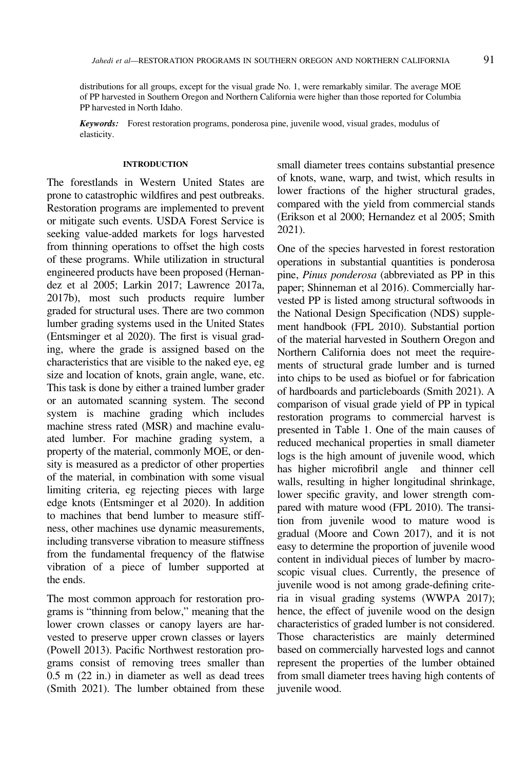distributions for all groups, except for the visual grade No. 1, were remarkably similar. The average MOE of PP harvested in Southern Oregon and Northern California were higher than those reported for Columbia PP harvested in North Idaho.

***Keywords:*** Forest restoration programs, ponderosa pine, juvenile wood, visual grades, modulus of elasticity.

## INTRODUCTION

The forestlands in Western United States are prone to catastrophic wildfires and pest outbreaks. Restoration programs are implemented to prevent or mitigate such events. USDA Forest Service is seeking value-added markets for logs harvested from thinning operations to offset the high costs of these programs. While utilization in structural engineered products have been proposed (Hernandez et al 2005; Larkin 2017; Lawrence 2017a, 2017b), most such products require lumber graded for structural uses. There are two common lumber grading systems used in the United States (Entsminger et al 2020). The first is visual grading, where the grade is assigned based on the characteristics that are visible to the naked eye, eg size and location of knots, grain angle, wane, etc. This task is done by either a trained lumber grader or an automated scanning system. The second system is machine grading which includes machine stress rated (MSR) and machine evaluated lumber. For machine grading system, a property of the material, commonly MOE, or density is measured as a predictor of other properties of the material, in combination with some visual limiting criteria, eg rejecting pieces with large edge knots (Entsminger et al 2020). In addition to machines that bend lumber to measure stiffness, other machines use dynamic measurements, including transverse vibration to measure stiffness from the fundamental frequency of the flatwise vibration of a piece of lumber supported at the ends.

The most common approach for restoration programs is "thinning from below," meaning that the lower crown classes or canopy layers are harvested to preserve upper crown classes or layers (Powell 2013). Pacific Northwest restoration programs consist of removing trees smaller than 0.5 m (22 in.) in diameter as well as dead trees (Smith 2021). The lumber obtained from these small diameter trees contains substantial presence of knots, wane, warp, and twist, which results in lower fractions of the higher structural grades, compared with the yield from commercial stands (Erikson et al 2000; Hernandez et al 2005; Smith 2021).

One of the species harvested in forest restoration operations in substantial quantities is ponderosa pine, *Pinus ponderosa* (abbreviated as PP in this paper; Shinneman et al 2016). Commercially harvested PP is listed among structural softwoods in the National Design Specification (NDS) supplement handbook (FPL 2010). Substantial portion of the material harvested in Southern Oregon and Northern California does not meet the requirements of structural grade lumber and is turned into chips to be used as biofuel or for fabrication of hardboards and particleboards (Smith 2021). A comparison of visual grade yield of PP in typical restoration programs to commercial harvest is presented in Table 1. One of the main causes of reduced mechanical properties in small diameter logs is the high amount of juvenile wood, which has higher microfibril angle and thinner cell walls, resulting in higher longitudinal shrinkage, lower specific gravity, and lower strength compared with mature wood (FPL 2010). The transition from juvenile wood to mature wood is gradual (Moore and Cown 2017), and it is not easy to determine the proportion of juvenile wood content in individual pieces of lumber by macroscopic visual clues. Currently, the presence of juvenile wood is not among grade-defining criteria in visual grading systems (WWPA 2017); hence, the effect of juvenile wood on the design characteristics of graded lumber is not considered. Those characteristics are mainly determined based on commercially harvested logs and cannot represent the properties of the lumber obtained from small diameter trees having high contents of juvenile wood.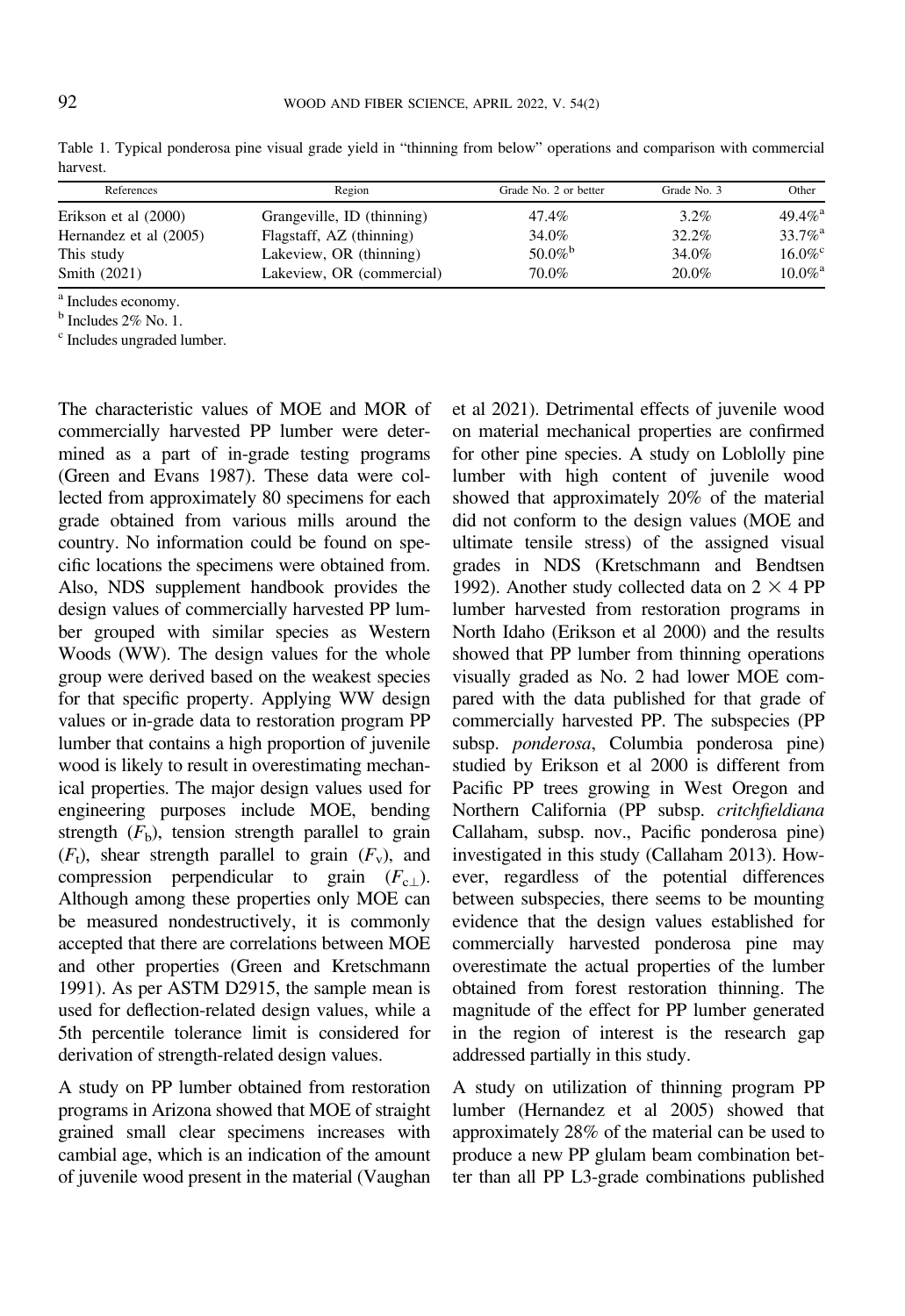Table 1. Typical ponderosa pine visual grade yield in "thinning from below" operations and comparison with commercial harvest.

| References | Region | Grade No. 2 or better | Grade No. 3 | Other |
|---|---|---|---|---|
| Erikson et al (2000) | Grangeville, ID (thinning) | 47.4% | 3.2% | 49.4%[a] |
| Hernandez et al (2005) | Flagstaff, AZ (thinning) | 34.0% | 32.2% | 33.7%[a] |
| This study | Lakeview, OR (thinning) | 50.0%[b] | 34.0% | 16.0%[c] |
| Smith (2021) | Lakeview, OR (commercial) | 70.0% | 20.0% | 10.0%[a] |

[a] Includes economy.
[b] Includes 2% No. 1.
[c] Includes ungraded lumber.

The characteristic values of MOE and MOR of commercially harvested PP lumber were determined as a part of in-grade testing programs (Green and Evans 1987). These data were collected from approximately 80 specimens for each grade obtained from various mills around the country. No information could be found on specific locations the specimens were obtained from. Also, NDS supplement handbook provides the design values of commercially harvested PP lumber grouped with similar species as Western Woods (WW). The design values for the whole group were derived based on the weakest species for that specific property. Applying WW design values or in-grade data to restoration program PP lumber that contains a high proportion of juvenile wood is likely to result in overestimating mechanical properties. The major design values used for engineering purposes include MOE, bending strength ($F_b$), tension strength parallel to grain ($F_t$), shear strength parallel to grain ($F_v$), and compression perpendicular to grain ($F_{c\perp}$). Although among these properties only MOE can be measured nondestructively, it is commonly accepted that there are correlations between MOE and other properties (Green and Kretschmann 1991). As per ASTM D2915, the sample mean is used for deflection-related design values, while a 5th percentile tolerance limit is considered for derivation of strength-related design values.

A study on PP lumber obtained from restoration programs in Arizona showed that MOE of straight grained small clear specimens increases with cambial age, which is an indication of the amount of juvenile wood present in the material (Vaughan et al 2021). Detrimental effects of juvenile wood on material mechanical properties are confirmed for other pine species. A study on Loblolly pine lumber with high content of juvenile wood showed that approximately 20% of the material did not conform to the design values (MOE and ultimate tensile stress) of the assigned visual grades in NDS (Kretschmann and Bendtsen 1992). Another study collected data on 2 × 4 PP lumber harvested from restoration programs in North Idaho (Erikson et al 2000) and the results showed that PP lumber from thinning operations visually graded as No. 2 had lower MOE compared with the data published for that grade of commercially harvested PP. The subspecies (PP subsp. *ponderosa*, Columbia ponderosa pine) studied by Erikson et al 2000 is different from Pacific PP trees growing in West Oregon and Northern California (PP subsp. *critchfieldiana* Callaham, subsp. nov., Pacific ponderosa pine) investigated in this study (Callaham 2013). However, regardless of the potential differences between subspecies, there seems to be mounting evidence that the design values established for commercially harvested ponderosa pine may overestimate the actual properties of the lumber obtained from forest restoration thinning. The magnitude of the effect for PP lumber generated in the region of interest is the research gap addressed partially in this study.

A study on utilization of thinning program PP lumber (Hernandez et al 2005) showed that approximately 28% of the material can be used to produce a new PP glulam beam combination better than all PP L3-grade combinations published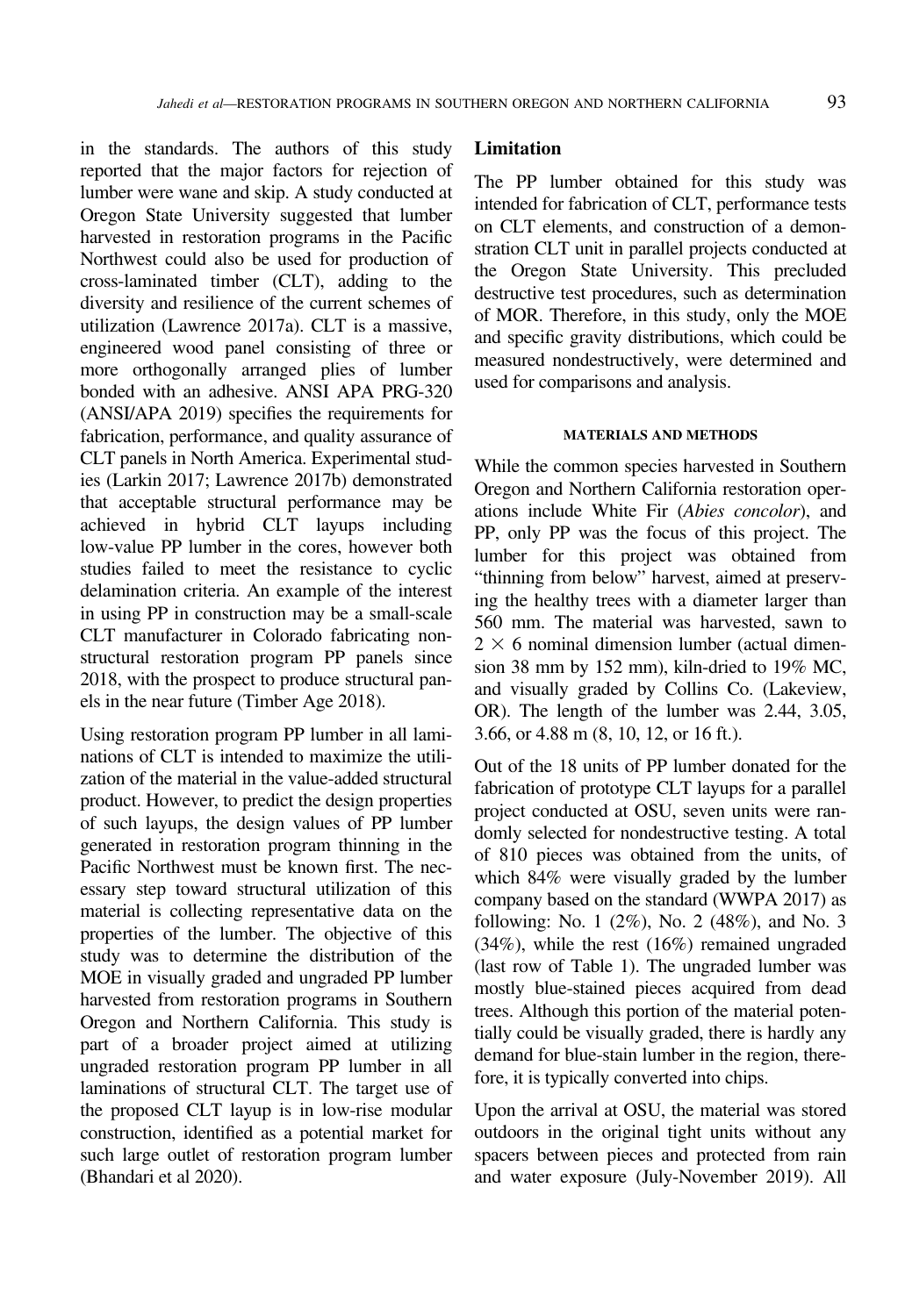in the standards. The authors of this study reported that the major factors for rejection of lumber were wane and skip. A study conducted at Oregon State University suggested that lumber harvested in restoration programs in the Pacific Northwest could also be used for production of cross-laminated timber (CLT), adding to the diversity and resilience of the current schemes of utilization (Lawrence 2017a). CLT is a massive, engineered wood panel consisting of three or more orthogonally arranged plies of lumber bonded with an adhesive. ANSI APA PRG-320 (ANSI/APA 2019) specifies the requirements for fabrication, performance, and quality assurance of CLT panels in North America. Experimental studies (Larkin 2017; Lawrence 2017b) demonstrated that acceptable structural performance may be achieved in hybrid CLT layups including low-value PP lumber in the cores, however both studies failed to meet the resistance to cyclic delamination criteria. An example of the interest in using PP in construction may be a small-scale CLT manufacturer in Colorado fabricating nonstructural restoration program PP panels since 2018, with the prospect to produce structural panels in the near future (Timber Age 2018).

Using restoration program PP lumber in all laminations of CLT is intended to maximize the utilization of the material in the value-added structural product. However, to predict the design properties of such layups, the design values of PP lumber generated in restoration program thinning in the Pacific Northwest must be known first. The necessary step toward structural utilization of this material is collecting representative data on the properties of the lumber. The objective of this study was to determine the distribution of the MOE in visually graded and ungraded PP lumber harvested from restoration programs in Southern Oregon and Northern California. This study is part of a broader project aimed at utilizing ungraded restoration program PP lumber in all laminations of structural CLT. The target use of the proposed CLT layup is in low-rise modular construction, identified as a potential market for such large outlet of restoration program lumber (Bhandari et al 2020).

### Limitation

The PP lumber obtained for this study was intended for fabrication of CLT, performance tests on CLT elements, and construction of a demonstration CLT unit in parallel projects conducted at the Oregon State University. This precluded destructive test procedures, such as determination of MOR. Therefore, in this study, only the MOE and specific gravity distributions, which could be measured nondestructively, were determined and used for comparisons and analysis.

## MATERIALS AND METHODS

While the common species harvested in Southern Oregon and Northern California restoration operations include White Fir (*Abies concolor*), and PP, only PP was the focus of this project. The lumber for this project was obtained from "thinning from below" harvest, aimed at preserving the healthy trees with a diameter larger than 560 mm. The material was harvested, sawn to $2 \times 6$ nominal dimension lumber (actual dimension 38 mm by 152 mm), kiln-dried to 19% MC, and visually graded by Collins Co. (Lakeview, OR). The length of the lumber was 2.44, 3.05, 3.66, or 4.88 m (8, 10, 12, or 16 ft.).

Out of the 18 units of PP lumber donated for the fabrication of prototype CLT layups for a parallel project conducted at OSU, seven units were randomly selected for nondestructive testing. A total of 810 pieces was obtained from the units, of which 84% were visually graded by the lumber company based on the standard (WWPA 2017) as following: No. 1 (2%), No. 2 (48%), and No. 3 (34%), while the rest (16%) remained ungraded (last row of Table 1). The ungraded lumber was mostly blue-stained pieces acquired from dead trees. Although this portion of the material potentially could be visually graded, there is hardly any demand for blue-stain lumber in the region, therefore, it is typically converted into chips.

Upon the arrival at OSU, the material was stored outdoors in the original tight units without any spacers between pieces and protected from rain and water exposure (July-November 2019). All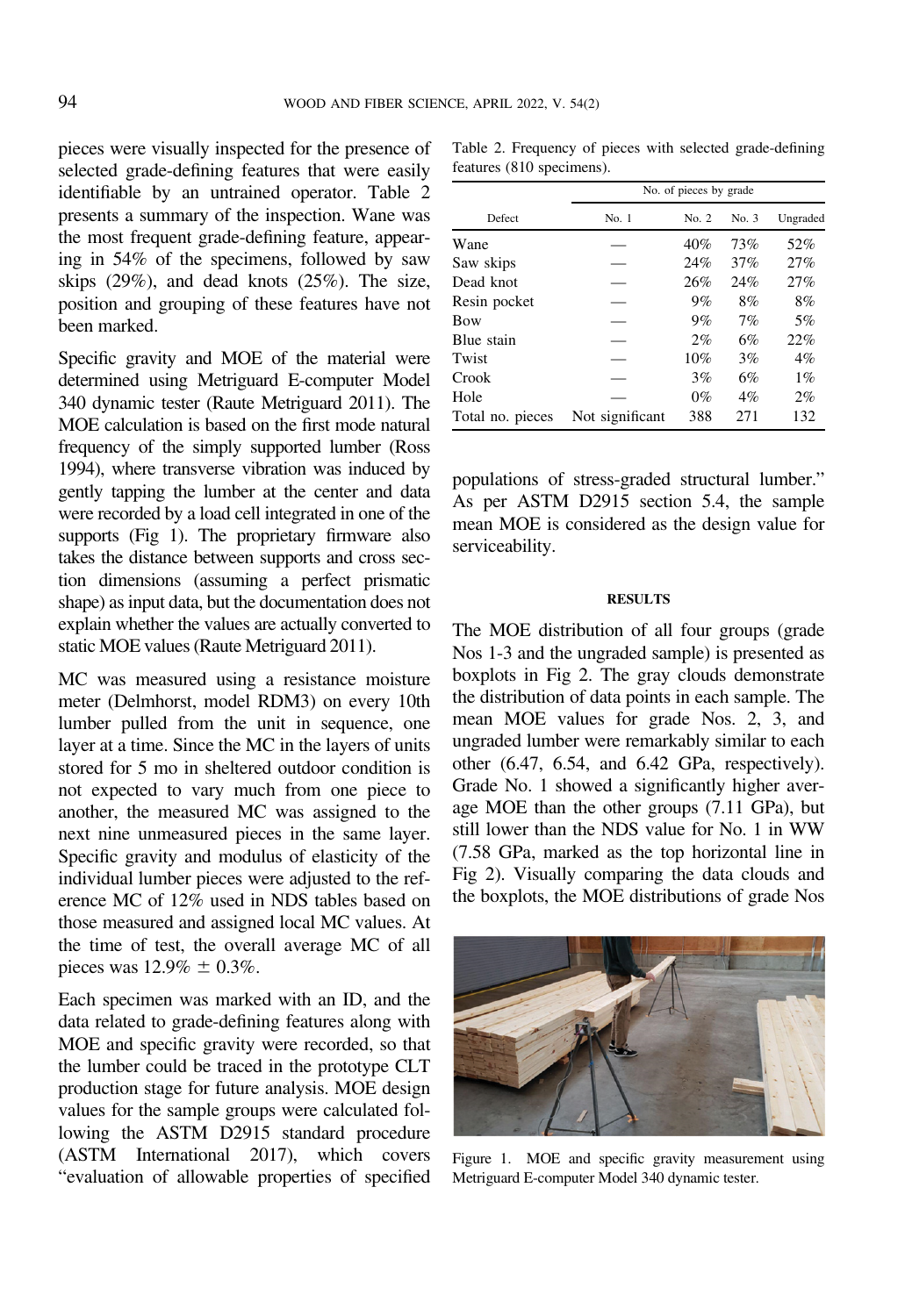pieces were visually inspected for the presence of selected grade-defining features that were easily identifiable by an untrained operator. Table 2 presents a summary of the inspection. Wane was the most frequent grade-defining feature, appearing in 54% of the specimens, followed by saw skips (29%), and dead knots (25%). The size, position and grouping of these features have not been marked.

Specific gravity and MOE of the material were determined using Metriguard E-computer Model 340 dynamic tester (Raute Metriguard 2011). The MOE calculation is based on the first mode natural frequency of the simply supported lumber (Ross 1994), where transverse vibration was induced by gently tapping the lumber at the center and data were recorded by a load cell integrated in one of the supports (Fig 1). The proprietary firmware also takes the distance between supports and cross section dimensions (assuming a perfect prismatic shape) as input data, but the documentation does not explain whether the values are actually converted to static MOE values (Raute Metriguard 2011).

MC was measured using a resistance moisture meter (Delmhorst, model RDM3) on every 10th lumber pulled from the unit in sequence, one layer at a time. Since the MC in the layers of units stored for 5 mo in sheltered outdoor condition is not expected to vary much from one piece to another, the measured MC was assigned to the next nine unmeasured pieces in the same layer. Specific gravity and modulus of elasticity of the individual lumber pieces were adjusted to the reference MC of 12% used in NDS tables based on those measured and assigned local MC values. At the time of test, the overall average MC of all pieces was 12.9% ± 0.3%.

Each specimen was marked with an ID, and the data related to grade-defining features along with MOE and specific gravity were recorded, so that the lumber could be traced in the prototype CLT production stage for future analysis. MOE design values for the sample groups were calculated following the ASTM D2915 standard procedure (ASTM International 2017), which covers "evaluation of allowable properties of specified populations of stress-graded structural lumber." As per ASTM D2915 section 5.4, the sample mean MOE is considered as the design value for serviceability.

Table 2. Frequency of pieces with selected grade-defining features (810 specimens).

| Defect | No. of pieces by grade | | | |
|---|---|---|---|---|
| | No. 1 | No. 2 | No. 3 | Ungraded |
| Wane | — | 40% | 73% | 52% |
| Saw skips | — | 24% | 37% | 27% |
| Dead knot | — | 26% | 24% | 27% |
| Resin pocket | — | 9% | 8% | 8% |
| Bow | — | 9% | 7% | 5% |
| Blue stain | — | 2% | 6% | 22% |
| Twist | — | 10% | 3% | 4% |
| Crook | — | 3% | 6% | 1% |
| Hole | — | 0% | 4% | 2% |
| Total no. pieces | Not significant | 388 | 271 | 132 |

## RESULTS

The MOE distribution of all four groups (grade Nos 1-3 and the ungraded sample) is presented as boxplots in Fig 2. The gray clouds demonstrate the distribution of data points in each sample. The mean MOE values for grade Nos. 2, 3, and ungraded lumber were remarkably similar to each other (6.47, 6.54, and 6.42 GPa, respectively). Grade No. 1 showed a significantly higher average MOE than the other groups (7.11 GPa), but still lower than the NDS value for No. 1 in WW (7.58 GPa, marked as the top horizontal line in Fig 2). Visually comparing the data clouds and the boxplots, the MOE distributions of grade Nos

Figure 1. MOE and specific gravity measurement using Metriguard E-computer Model 340 dynamic tester.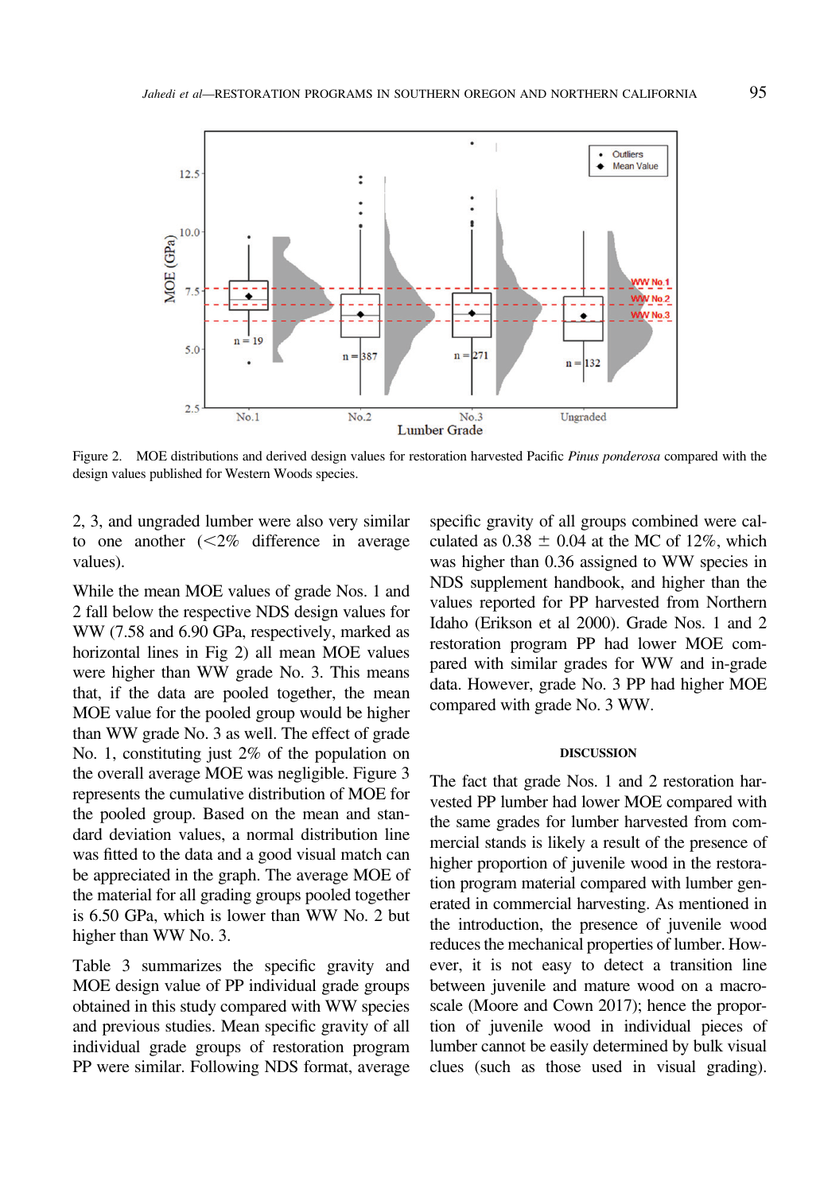Figure 2. MOE distributions and derived design values for restoration harvested Pacific *Pinus ponderosa* compared with the design values published for Western Woods species.

2, 3, and ungraded lumber were also very similar to one another (<2% difference in average values).

While the mean MOE values of grade Nos. 1 and 2 fall below the respective NDS design values for WW (7.58 and 6.90 GPa, respectively, marked as horizontal lines in Fig 2) all mean MOE values were higher than WW grade No. 3. This means that, if the data are pooled together, the mean MOE value for the pooled group would be higher than WW grade No. 3 as well. The effect of grade No. 1, constituting just 2% of the population on the overall average MOE was negligible. Figure 3 represents the cumulative distribution of MOE for the pooled group. Based on the mean and standard deviation values, a normal distribution line was fitted to the data and a good visual match can be appreciated in the graph. The average MOE of the material for all grading groups pooled together is 6.50 GPa, which is lower than WW No. 2 but higher than WW No. 3.

Table 3 summarizes the specific gravity and MOE design value of PP individual grade groups obtained in this study compared with WW species and previous studies. Mean specific gravity of all individual grade groups of restoration program PP were similar. Following NDS format, average specific gravity of all groups combined were calculated as 0.38 ± 0.04 at the MC of 12%, which was higher than 0.36 assigned to WW species in NDS supplement handbook, and higher than the values reported for PP harvested from Northern Idaho (Erikson et al 2000). Grade Nos. 1 and 2 restoration program PP had lower MOE compared with similar grades for WW and in-grade data. However, grade No. 3 PP had higher MOE compared with grade No. 3 WW.

## DISCUSSION

The fact that grade Nos. 1 and 2 restoration harvested PP lumber had lower MOE compared with the same grades for lumber harvested from commercial stands is likely a result of the presence of higher proportion of juvenile wood in the restoration program material compared with lumber generated in commercial harvesting. As mentioned in the introduction, the presence of juvenile wood reduces the mechanical properties of lumber. However, it is not easy to detect a transition line between juvenile and mature wood on a macro-scale (Moore and Cown 2017); hence the proportion of juvenile wood in individual pieces of lumber cannot be easily determined by bulk visual clues (such as those used in visual grading).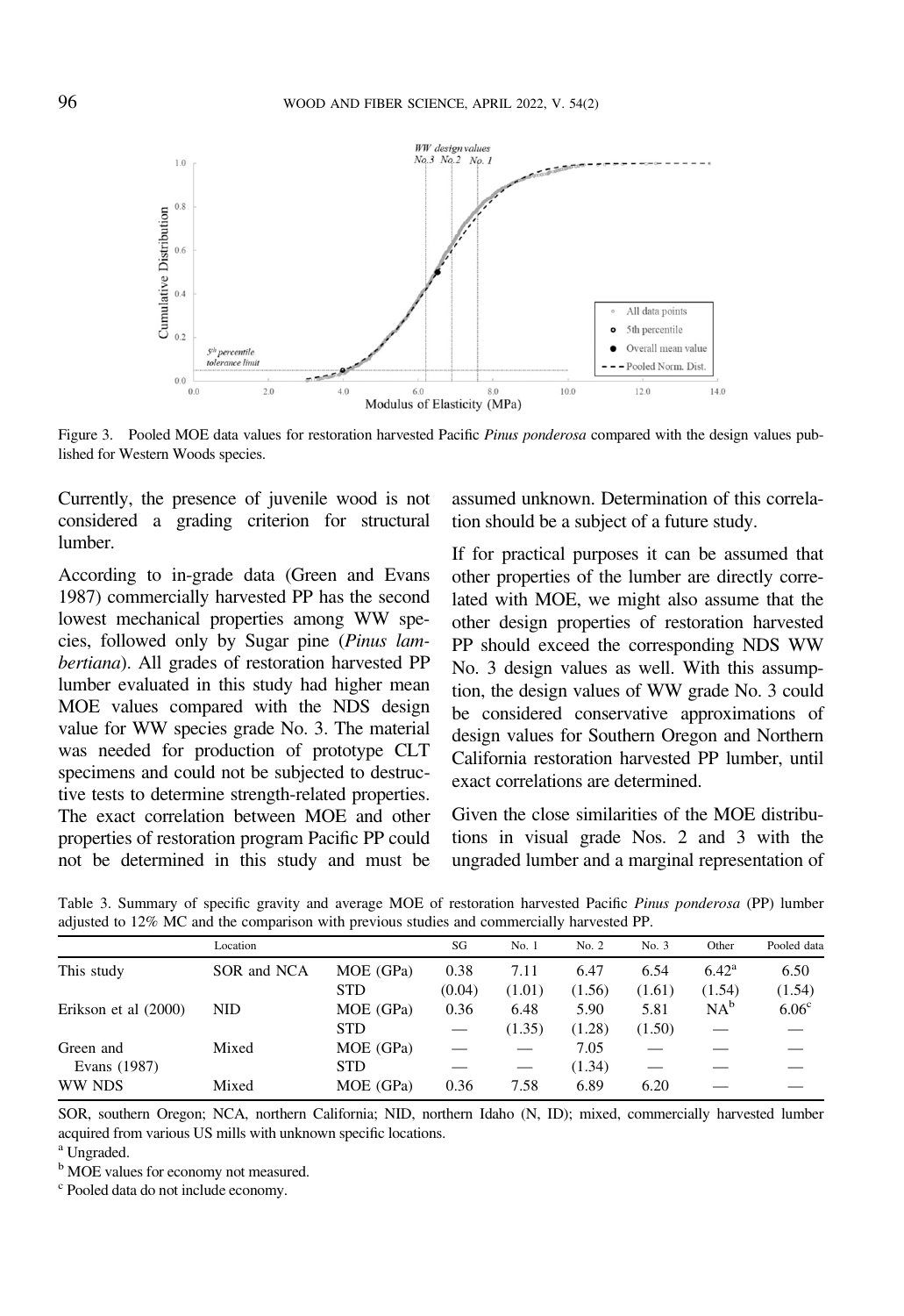Figure 3. Pooled MOE data values for restoration harvested Pacific *Pinus ponderosa* compared with the design values published for Western Woods species.

Currently, the presence of juvenile wood is not considered a grading criterion for structural lumber.

According to in-grade data (Green and Evans 1987) commercially harvested PP has the second lowest mechanical properties among WW species, followed only by Sugar pine (*Pinus lambertiana*). All grades of restoration harvested PP lumber evaluated in this study had higher mean MOE values compared with the NDS design value for WW species grade No. 3. The material was needed for production of prototype CLT specimens and could not be subjected to destructive tests to determine strength-related properties. The exact correlation between MOE and other properties of restoration program Pacific PP could not be determined in this study and must be assumed unknown. Determination of this correlation should be a subject of a future study.

If for practical purposes it can be assumed that other properties of the lumber are directly correlated with MOE, we might also assume that the other design properties of restoration harvested PP should exceed the corresponding NDS WW No. 3 design values as well. With this assumption, the design values of WW grade No. 3 could be considered conservative approximations of design values for Southern Oregon and Northern California restoration harvested PP lumber, until exact correlations are determined.

Given the close similarities of the MOE distributions in visual grade Nos. 2 and 3 with the ungraded lumber and a marginal representation of

Table 3. Summary of specific gravity and average MOE of restoration harvested Pacific *Pinus ponderosa* (PP) lumber adjusted to 12% MC and the comparison with previous studies and commercially harvested PP.

| | Location | | SG | No. 1 | No. 2 | No. 3 | Other | Pooled data |
|---|---|---|---|---|---|---|---|---|
| This study | SOR and NCA | MOE (GPa) | 0.38 | 7.11 | 6.47 | 6.54 | 6.42[a] | 6.50 |
| | | STD | (0.04) | (1.01) | (1.56) | (1.61) | (1.54) | (1.54) |
| Erikson et al (2000) | NID | MOE (GPa) | 0.36 | 6.48 | 5.90 | 5.81 | NA[b] | 6.06[c] |
| | | STD | — | (1.35) | (1.28) | (1.50) | — | — |
| Green and Evans (1987) | Mixed | MOE (GPa) | — | — | 7.05 | — | — | — |
| | | STD | — | — | (1.34) | — | — | — |
| WW NDS | Mixed | MOE (GPa) | 0.36 | 7.58 | 6.89 | 6.20 | — | — |

SOR, southern Oregon; NCA, northern California; NID, northern Idaho (N, ID); mixed, commercially harvested lumber acquired from various US mills with unknown specific locations.

[a] Ungraded.

[b] MOE values for economy not measured.

[c] Pooled data do not include economy.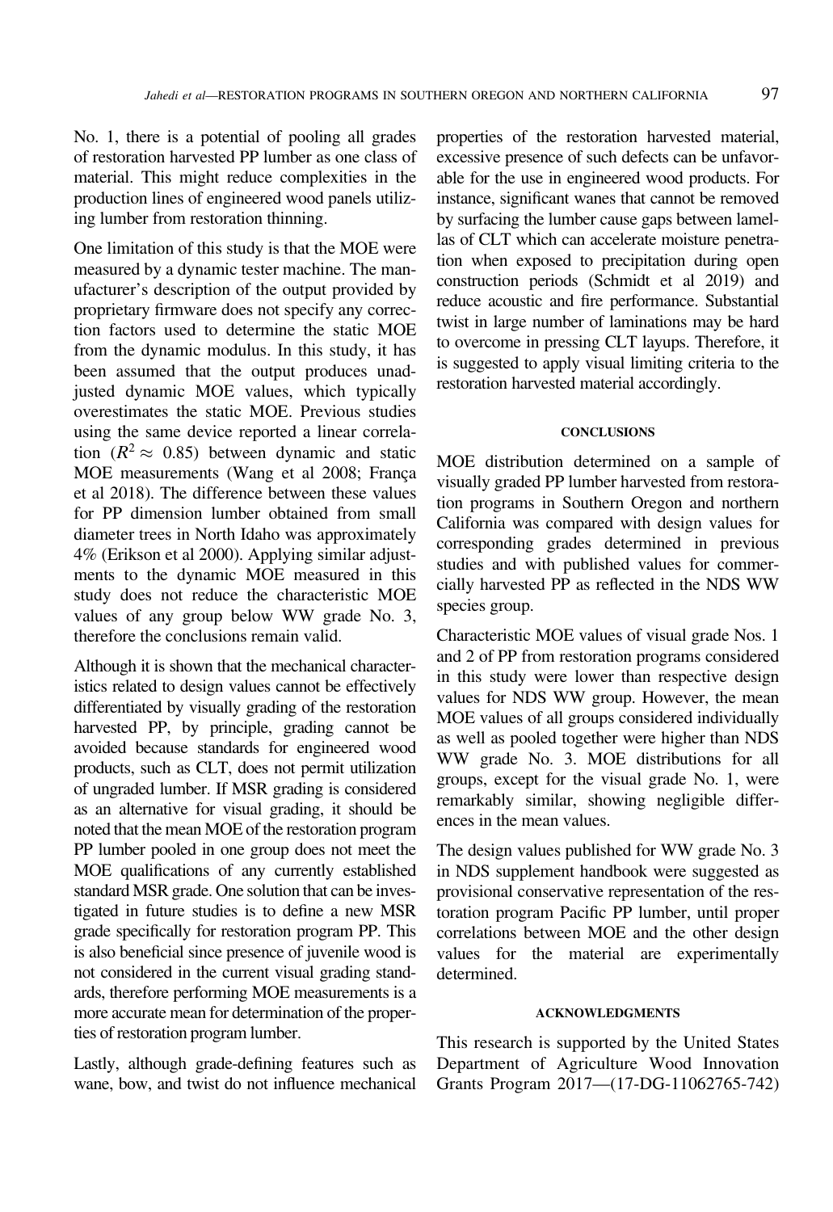No. 1, there is a potential of pooling all grades of restoration harvested PP lumber as one class of material. This might reduce complexities in the production lines of engineered wood panels utilizing lumber from restoration thinning.

One limitation of this study is that the MOE were measured by a dynamic tester machine. The manufacturer's description of the output provided by proprietary firmware does not specify any correction factors used to determine the static MOE from the dynamic modulus. In this study, it has been assumed that the output produces unadjusted dynamic MOE values, which typically overestimates the static MOE. Previous studies using the same device reported a linear correlation ($R^2 \approx 0.85$) between dynamic and static MOE measurements (Wang et al 2008; França et al 2018). The difference between these values for PP dimension lumber obtained from small diameter trees in North Idaho was approximately 4% (Erikson et al 2000). Applying similar adjustments to the dynamic MOE measured in this study does not reduce the characteristic MOE values of any group below WW grade No. 3, therefore the conclusions remain valid.

Although it is shown that the mechanical characteristics related to design values cannot be effectively differentiated by visually grading of the restoration harvested PP, by principle, grading cannot be avoided because standards for engineered wood products, such as CLT, does not permit utilization of ungraded lumber. If MSR grading is considered as an alternative for visual grading, it should be noted that the mean MOE of the restoration program PP lumber pooled in one group does not meet the MOE qualifications of any currently established standard MSR grade. One solution that can be investigated in future studies is to define a new MSR grade specifically for restoration program PP. This is also beneficial since presence of juvenile wood is not considered in the current visual grading standards, therefore performing MOE measurements is a more accurate mean for determination of the properties of restoration program lumber.

Lastly, although grade-defining features such as wane, bow, and twist do not influence mechanical properties of the restoration harvested material, excessive presence of such defects can be unfavorable for the use in engineered wood products. For instance, significant wanes that cannot be removed by surfacing the lumber cause gaps between lamellas of CLT which can accelerate moisture penetration when exposed to precipitation during open construction periods (Schmidt et al 2019) and reduce acoustic and fire performance. Substantial twist in large number of laminations may be hard to overcome in pressing CLT layups. Therefore, it is suggested to apply visual limiting criteria to the restoration harvested material accordingly.

## CONCLUSIONS

MOE distribution determined on a sample of visually graded PP lumber harvested from restoration programs in Southern Oregon and northern California was compared with design values for corresponding grades determined in previous studies and with published values for commercially harvested PP as reflected in the NDS WW species group.

Characteristic MOE values of visual grade Nos. 1 and 2 of PP from restoration programs considered in this study were lower than respective design values for NDS WW group. However, the mean MOE values of all groups considered individually as well as pooled together were higher than NDS WW grade No. 3. MOE distributions for all groups, except for the visual grade No. 1, were remarkably similar, showing negligible differences in the mean values.

The design values published for WW grade No. 3 in NDS supplement handbook were suggested as provisional conservative representation of the restoration program Pacific PP lumber, until proper correlations between MOE and the other design values for the material are experimentally determined.

## ACKNOWLEDGMENTS

This research is supported by the United States Department of Agriculture Wood Innovation Grants Program 2017—(17-DG-11062765-742)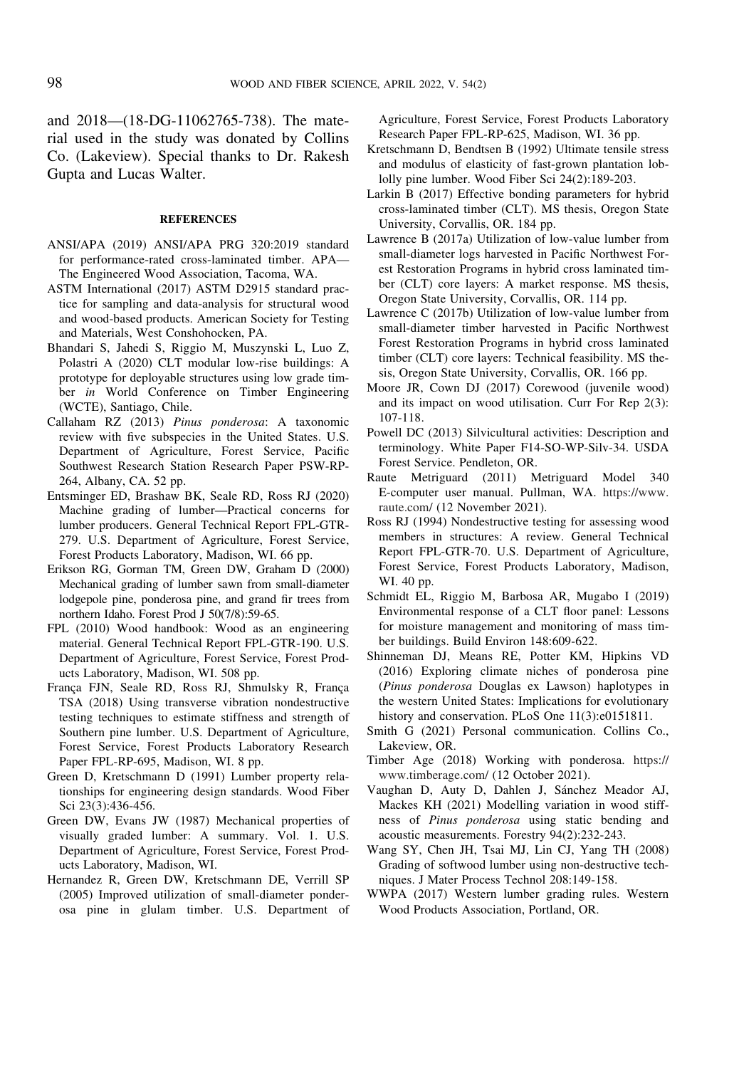and 2018—(18-DG-11062765-738). The material used in the study was donated by Collins Co. (Lakeview). Special thanks to Dr. Rakesh Gupta and Lucas Walter.

## REFERENCES

ANSI/APA (2019) ANSI/APA PRG 320:2019 standard for performance-rated cross-laminated timber. APA—The Engineered Wood Association, Tacoma, WA.

ASTM International (2017) ASTM D2915 standard practice for sampling and data-analysis for structural wood and wood-based products. American Society for Testing and Materials, West Conshohocken, PA.

Bhandari S, Jahedi S, Riggio M, Muszynski L, Luo Z, Polastri A (2020) CLT modular low-rise buildings: A prototype for deployable structures using low grade timber *in* World Conference on Timber Engineering (WCTE), Santiago, Chile.

Callaham RZ (2013) *Pinus ponderosa*: A taxonomic review with five subspecies in the United States. U.S. Department of Agriculture, Forest Service, Pacific Southwest Research Station Research Paper PSW-RP-264, Albany, CA. 52 pp.

Entsminger ED, Brashaw BK, Seale RD, Ross RJ (2020) Machine grading of lumber—Practical concerns for lumber producers. General Technical Report FPL-GTR-279. U.S. Department of Agriculture, Forest Service, Forest Products Laboratory, Madison, WI. 66 pp.

Erikson RG, Gorman TM, Green DW, Graham D (2000) Mechanical grading of lumber sawn from small-diameter lodgepole pine, ponderosa pine, and grand fir trees from northern Idaho. Forest Prod J 50(7/8):59-65.

FPL (2010) Wood handbook: Wood as an engineering material. General Technical Report FPL-GTR-190. U.S. Department of Agriculture, Forest Service, Forest Products Laboratory, Madison, WI. 508 pp.

França FJN, Seale RD, Ross RJ, Shmulsky R, França TSA (2018) Using transverse vibration nondestructive testing techniques to estimate stiffness and strength of Southern pine lumber. U.S. Department of Agriculture, Forest Service, Forest Products Laboratory Research Paper FPL-RP-695, Madison, WI. 8 pp.

Green D, Kretschmann D (1991) Lumber property relationships for engineering design standards. Wood Fiber Sci 23(3):436-456.

Green DW, Evans JW (1987) Mechanical properties of visually graded lumber: A summary. Vol. 1. U.S. Department of Agriculture, Forest Service, Forest Products Laboratory, Madison, WI.

Hernandez R, Green DW, Kretschmann DE, Verrill SP (2005) Improved utilization of small-diameter ponderosa pine in glulam timber. U.S. Department of Agriculture, Forest Service, Forest Products Laboratory Research Paper FPL-RP-625, Madison, WI. 36 pp.

Kretschmann D, Bendtsen B (1992) Ultimate tensile stress and modulus of elasticity of fast-grown plantation loblolly pine lumber. Wood Fiber Sci 24(2):189-203.

Larkin B (2017) Effective bonding parameters for hybrid cross-laminated timber (CLT). MS thesis, Oregon State University, Corvallis, OR. 184 pp.

Lawrence B (2017a) Utilization of low-value lumber from small-diameter logs harvested in Pacific Northwest Forest Restoration Programs in hybrid cross laminated timber (CLT) core layers: A market response. MS thesis, Oregon State University, Corvallis, OR. 114 pp.

Lawrence C (2017b) Utilization of low-value lumber from small-diameter timber harvested in Pacific Northwest Forest Restoration Programs in hybrid cross laminated timber (CLT) core layers: Technical feasibility. MS thesis, Oregon State University, Corvallis, OR. 166 pp.

Moore JR, Cown DJ (2017) Corewood (juvenile wood) and its impact on wood utilisation. Curr For Rep 2(3): 107-118.

Powell DC (2013) Silvicultural activities: Description and terminology. White Paper F14-SO-WP-Silv-34. USDA Forest Service. Pendleton, OR.

Raute Metriguard (2011) Metriguard Model 340 E-computer user manual. Pullman, WA. https://www.raute.com/ (12 November 2021).

Ross RJ (1994) Nondestructive testing for assessing wood members in structures: A review. General Technical Report FPL-GTR-70. U.S. Department of Agriculture, Forest Service, Forest Products Laboratory, Madison, WI. 40 pp.

Schmidt EL, Riggio M, Barbosa AR, Mugabo I (2019) Environmental response of a CLT floor panel: Lessons for moisture management and monitoring of mass timber buildings. Build Environ 148:609-622.

Shinneman DJ, Means RE, Potter KM, Hipkins VD (2016) Exploring climate niches of ponderosa pine (*Pinus ponderosa* Douglas ex Lawson) haplotypes in the western United States: Implications for evolutionary history and conservation. PLoS One 11(3):e0151811.

Smith G (2021) Personal communication. Collins Co., Lakeview, OR.

Timber Age (2018) Working with ponderosa. https://www.timberage.com/ (12 October 2021).

Vaughan D, Auty D, Dahlen J, Sánchez Meador AJ, Mackes KH (2021) Modelling variation in wood stiffness of *Pinus ponderosa* using static bending and acoustic measurements. Forestry 94(2):232-243.

Wang SY, Chen JH, Tsai MJ, Lin CJ, Yang TH (2008) Grading of softwood lumber using non-destructive techniques. J Mater Process Technol 208:149-158.

WWPA (2017) Western lumber grading rules. Western Wood Products Association, Portland, OR.